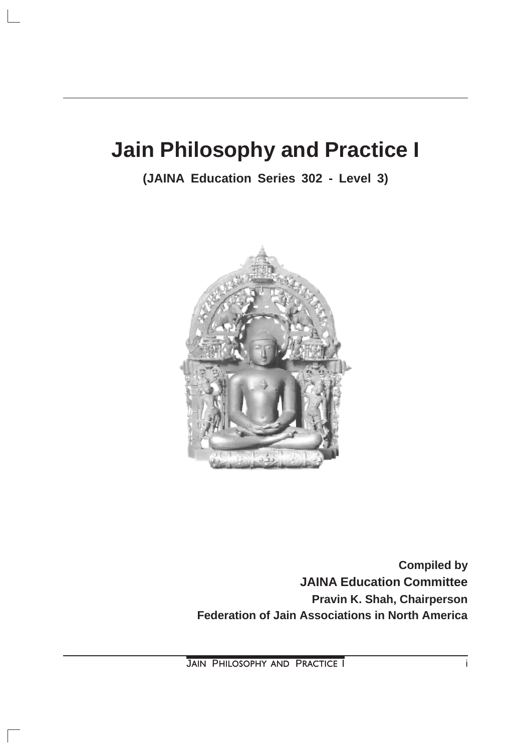# Jain Philosophy and Practice I

**(JAINA Education Series 302 - Level 3)**

**Compiled by**
**JAINA Education Committee**
**Pravin K. Shah, Chairperson**
**Federation of Jain Associations in North America**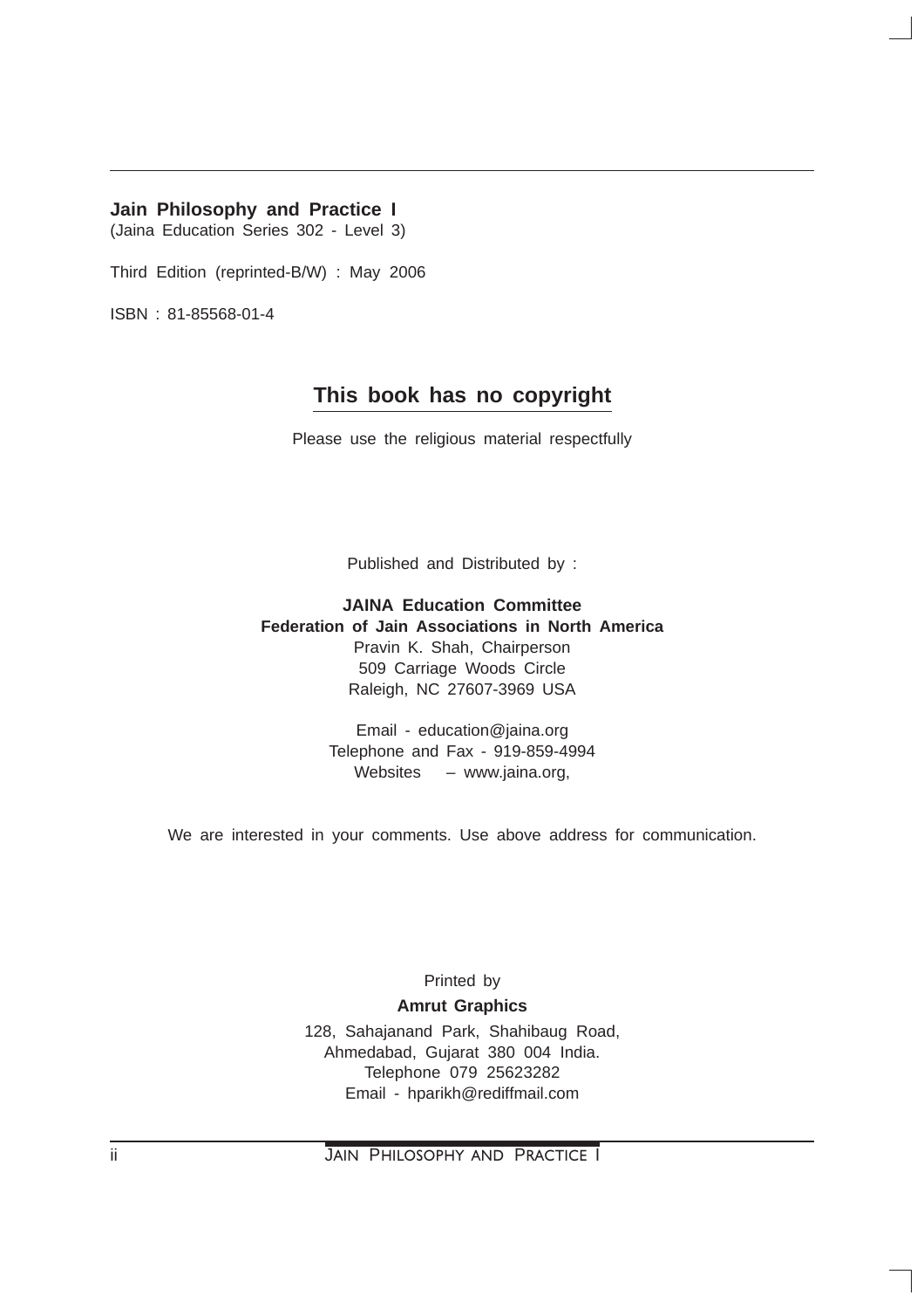**Jain Philosophy and Practice I**
(Jaina Education Series 302 - Level 3)

Third Edition (reprinted-B/W) : May 2006

ISBN : 81-85568-01-4

## This book has no copyright

Please use the religious material respectfully

Published and Distributed by :

**JAINA Education Committee**
**Federation of Jain Associations in North America**
Pravin K. Shah, Chairperson
509 Carriage Woods Circle
Raleigh, NC 27607-3969 USA

Email - education@jaina.org
Telephone and Fax - 919-859-4994
Websites – www.jaina.org,

We are interested in your comments. Use above address for communication.

Printed by
**Amrut Graphics**
128, Sahajanand Park, Shahibaug Road,
Ahmedabad, Gujarat 380 004 India.
Telephone 079 25623282
Email - hparikh@rediffmail.com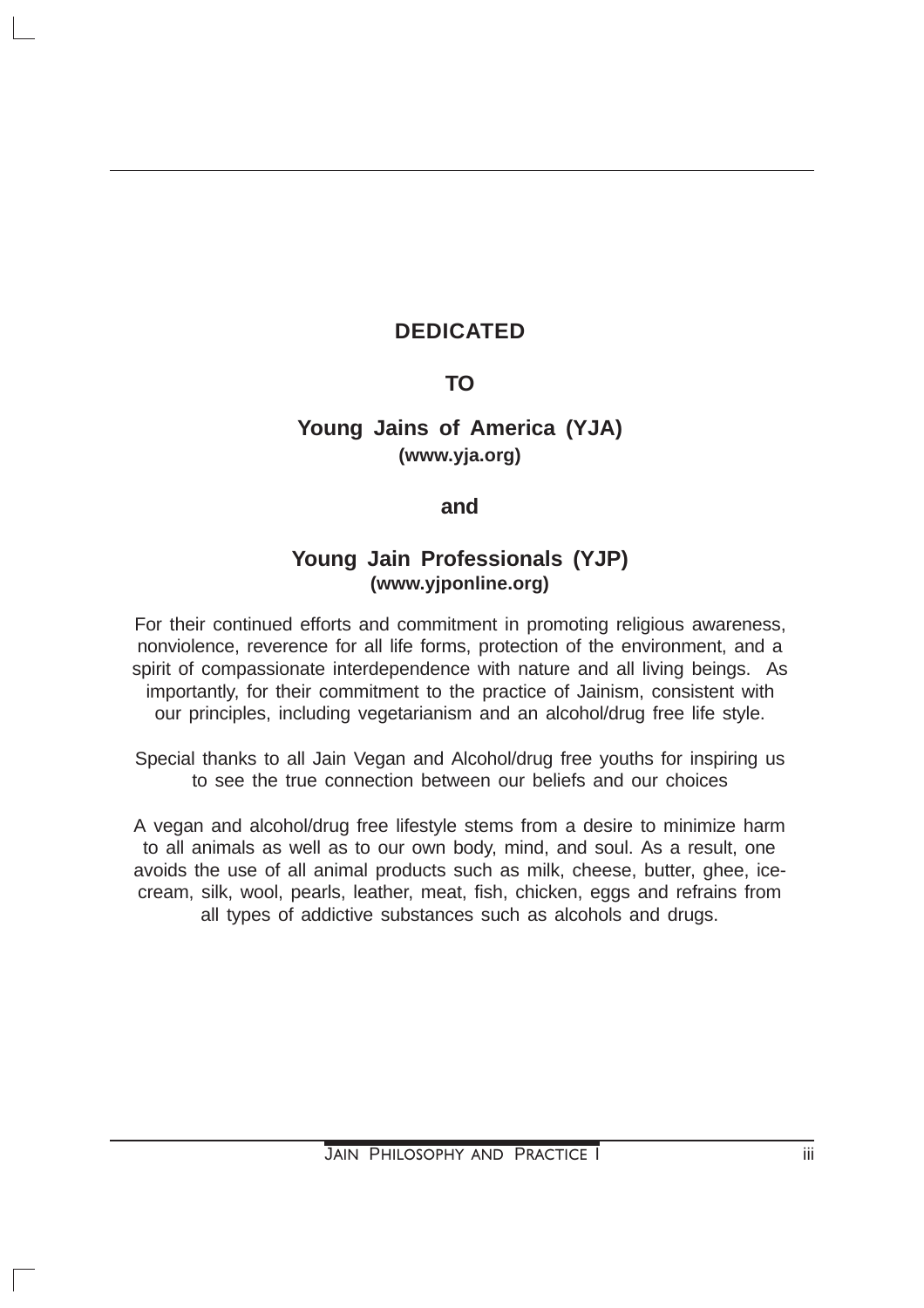**DEDICATED**

**TO**

**Young Jains of America (YJA)**
**(www.yja.org)**

**and**

**Young Jain Professionals (YJP)**
**(www.yjponline.org)**

For their continued efforts and commitment in promoting religious awareness, nonviolence, reverence for all life forms, protection of the environment, and a spirit of compassionate interdependence with nature and all living beings. As importantly, for their commitment to the practice of Jainism, consistent with our principles, including vegetarianism and an alcohol/drug free life style.

Special thanks to all Jain Vegan and Alcohol/drug free youths for inspiring us to see the true connection between our beliefs and our choices

A vegan and alcohol/drug free lifestyle stems from a desire to minimize harm to all animals as well as to our own body, mind, and soul. As a result, one avoids the use of all animal products such as milk, cheese, butter, ghee, ice-cream, silk, wool, pearls, leather, meat, fish, chicken, eggs and refrains from all types of addictive substances such as alcohols and drugs.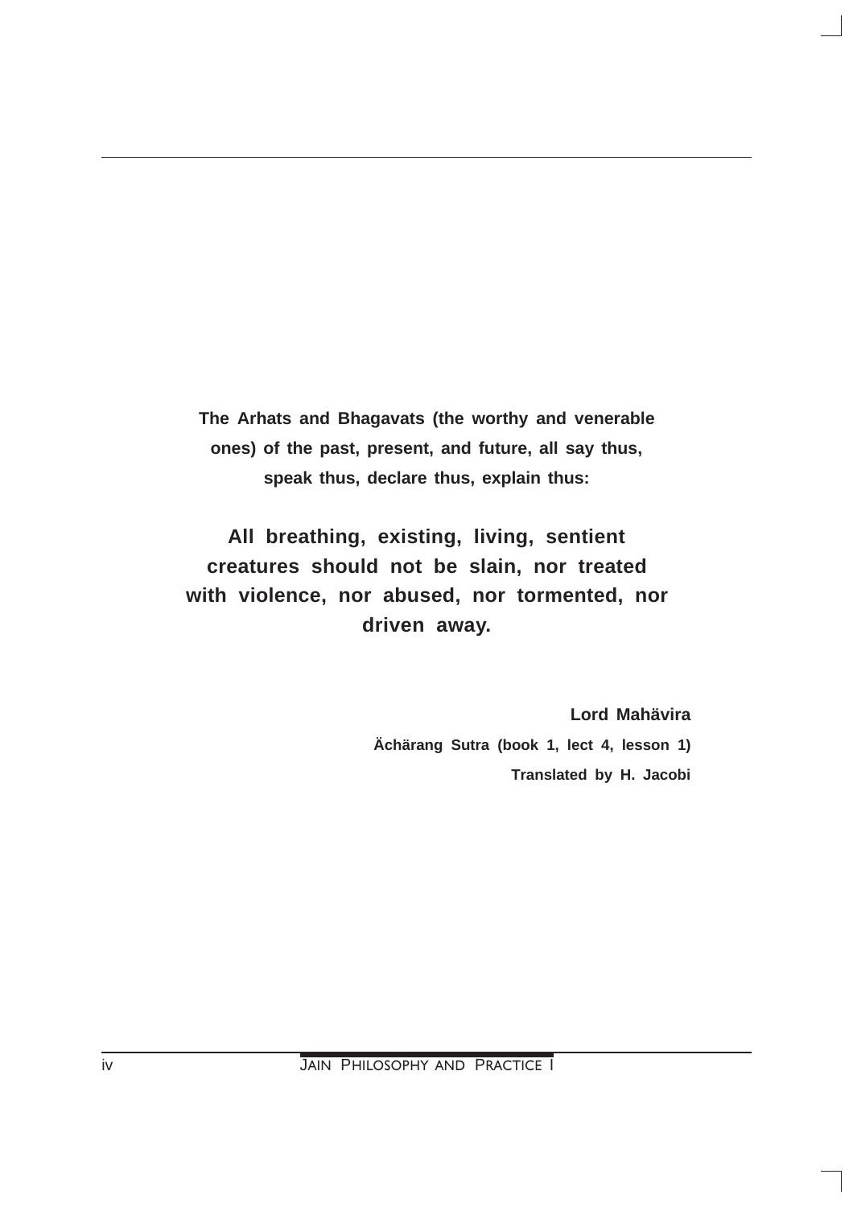**The Arhats and Bhagavats (the worthy and venerable ones) of the past, present, and future, all say thus, speak thus, declare thus, explain thus:**

**All breathing, existing, living, sentient creatures should not be slain, nor treated with violence, nor abused, nor tormented, nor driven away.**

**Lord Mahävira**

**Ächärang Sutra (book 1, lect 4, lesson 1)**

**Translated by H. Jacobi**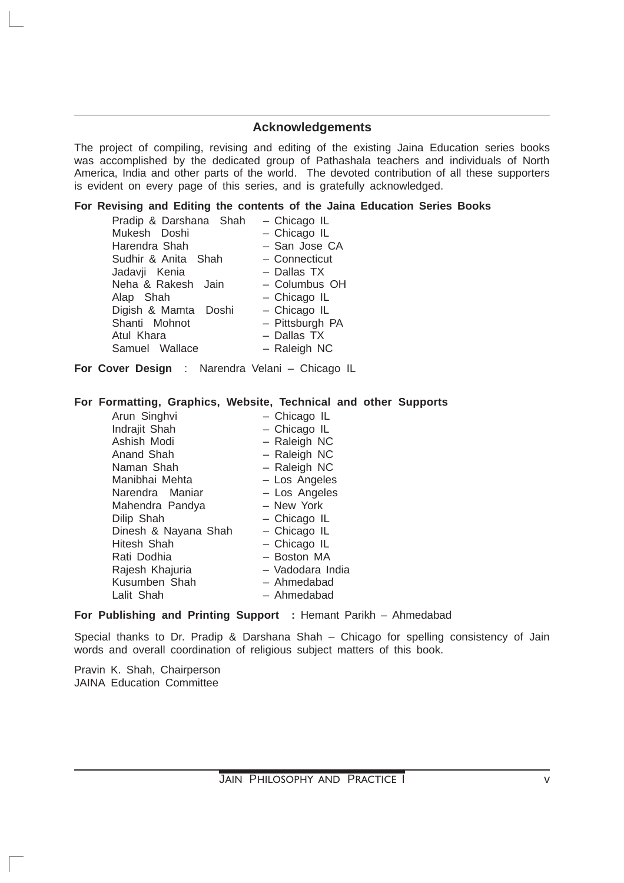## Acknowledgements

The project of compiling, revising and editing of the existing Jaina Education series books was accomplished by the dedicated group of Pathashala teachers and individuals of North America, India and other parts of the world. The devoted contribution of all these supporters is evident on every page of this series, and is gratefully acknowledged.

**For Revising and Editing the contents of the Jaina Education Series Books**

| | |
|---|---|
| Pradip & Darshana Shah | – Chicago IL |
| Mukesh Doshi | – Chicago IL |
| Harendra Shah | – San Jose CA |
| Sudhir & Anita Shah | – Connecticut |
| Jadavji Kenia | – Dallas TX |
| Neha & Rakesh Jain | – Columbus OH |
| Alap Shah | – Chicago IL |
| Digish & Mamta Doshi | – Chicago IL |
| Shanti Mohnot | – Pittsburgh PA |
| Atul Khara | – Dallas TX |
| Samuel Wallace | – Raleigh NC |

**For Cover Design** : Narendra Velani – Chicago IL

**For Formatting, Graphics, Website, Technical and other Supports**

| | |
|---|---|
| Arun Singhvi | – Chicago IL |
| Indrajit Shah | – Chicago IL |
| Ashish Modi | – Raleigh NC |
| Anand Shah | – Raleigh NC |
| Naman Shah | – Raleigh NC |
| Manibhai Mehta | – Los Angeles |
| Narendra Maniar | – Los Angeles |
| Mahendra Pandya | – New York |
| Dilip Shah | – Chicago IL |
| Dinesh & Nayana Shah | – Chicago IL |
| Hitesh Shah | – Chicago IL |
| Rati Dodhia | – Boston MA |
| Rajesh Khajuria | – Vadodara India |
| Kusumben Shah | – Ahmedabad |
| Lalit Shah | – Ahmedabad |

**For Publishing and Printing Support :** Hemant Parikh – Ahmedabad

Special thanks to Dr. Pradip & Darshana Shah – Chicago for spelling consistency of Jain words and overall coordination of religious subject matters of this book.

Pravin K. Shah, Chairperson
JAINA Education Committee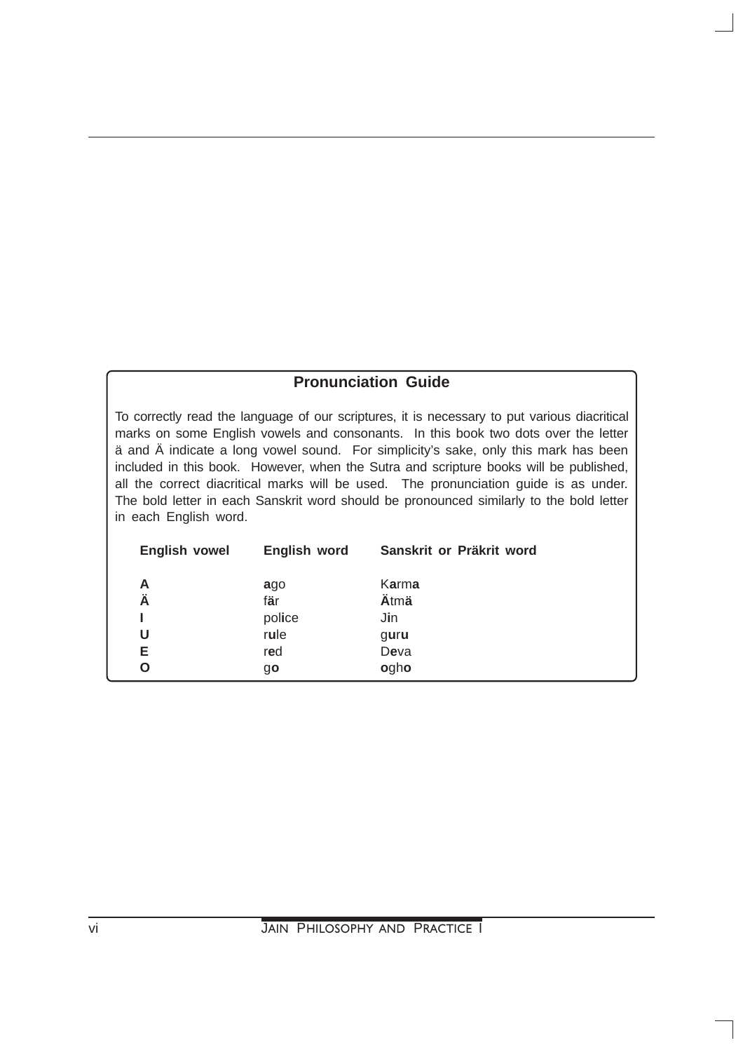## Pronunciation Guide

To correctly read the language of our scriptures, it is necessary to put various diacritical marks on some English vowels and consonants. In this book two dots over the letter ä and Ä indicate a long vowel sound. For simplicity's sake, only this mark has been included in this book. However, when the Sutra and scripture books will be published, all the correct diacritical marks will be used. The pronunciation guide is as under. The bold letter in each Sanskrit word should be pronounced similarly to the bold letter in each English word.

| English vowel | English word | Sanskrit or Präkrit word |
|---|---|---|
| **A** | **a**go | K**a**rm**a** |
| **Ä** | f**ä**r | **Ä**tm**ä** |
| **I** | pol**i**ce | J**i**n |
| **U** | r**u**le | g**u**r**u** |
| **E** | r**e**d | D**e**va |
| **O** | g**o** | **o**gh**o** |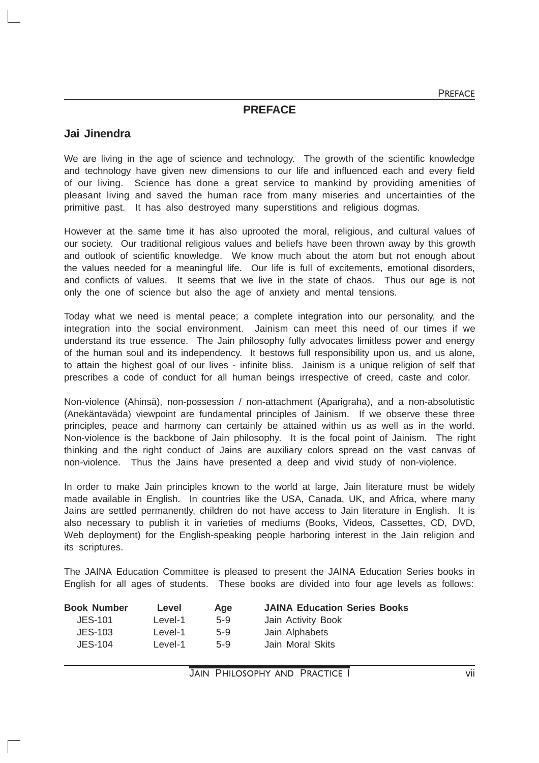# PREFACE

## Jai Jinendra

We are living in the age of science and technology. The growth of the scientific knowledge and technology have given new dimensions to our life and influenced each and every field of our living. Science has done a great service to mankind by providing amenities of pleasant living and saved the human race from many miseries and uncertainties of the primitive past. It has also destroyed many superstitions and religious dogmas.

However at the same time it has also uprooted the moral, religious, and cultural values of our society. Our traditional religious values and beliefs have been thrown away by this growth and outlook of scientific knowledge. We know much about the atom but not enough about the values needed for a meaningful life. Our life is full of excitements, emotional disorders, and conflicts of values. It seems that we live in the state of chaos. Thus our age is not only the one of science but also the age of anxiety and mental tensions.

Today what we need is mental peace; a complete integration into our personality, and the integration into the social environment. Jainism can meet this need of our times if we understand its true essence. The Jain philosophy fully advocates limitless power and energy of the human soul and its independency. It bestows full responsibility upon us, and us alone, to attain the highest goal of our lives - infinite bliss. Jainism is a unique religion of self that prescribes a code of conduct for all human beings irrespective of creed, caste and color.

Non-violence (Ahinsä), non-possession / non-attachment (Aparigraha), and a non-absolutistic (Anekäntaväda) viewpoint are fundamental principles of Jainism. If we observe these three principles, peace and harmony can certainly be attained within us as well as in the world. Non-violence is the backbone of Jain philosophy. It is the focal point of Jainism. The right thinking and the right conduct of Jains are auxiliary colors spread on the vast canvas of non-violence. Thus the Jains have presented a deep and vivid study of non-violence.

In order to make Jain principles known to the world at large, Jain literature must be widely made available in English. In countries like the USA, Canada, UK, and Africa, where many Jains are settled permanently, children do not have access to Jain literature in English. It is also necessary to publish it in varieties of mediums (Books, Videos, Cassettes, CD, DVD, Web deployment) for the English-speaking people harboring interest in the Jain religion and its scriptures.

The JAINA Education Committee is pleased to present the JAINA Education Series books in English for all ages of students. These books are divided into four age levels as follows:

| Book Number | Level | Age | JAINA Education Series Books |
|---|---|---|---|
| JES-101 | Level-1 | 5-9 | Jain Activity Book |
| JES-103 | Level-1 | 5-9 | Jain Alphabets |
| JES-104 | Level-1 | 5-9 | Jain Moral Skits |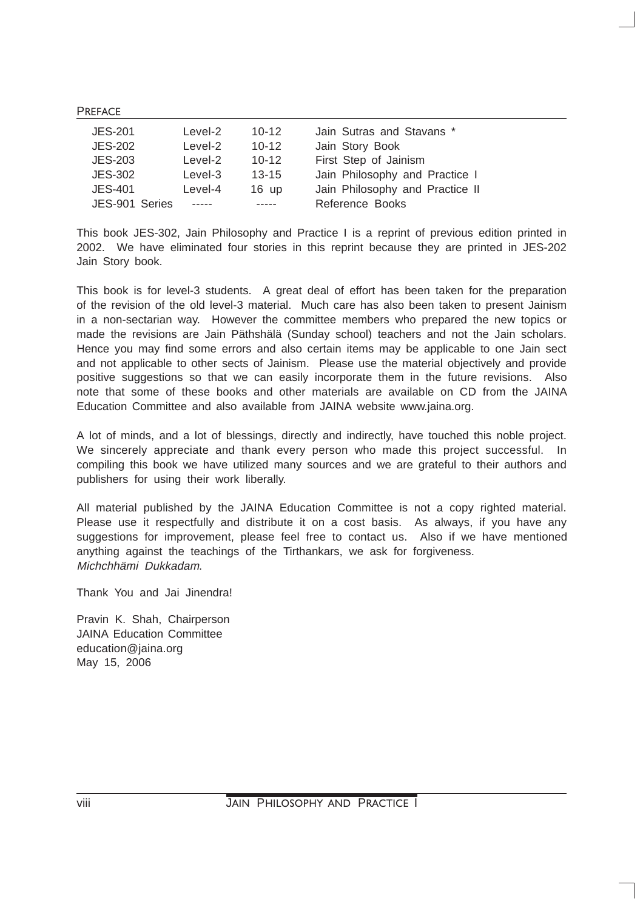| | | | |
|---|---|---|---|
| JES-201 | Level-2 | 10-12 | Jain Sutras and Stavans * |
| JES-202 | Level-2 | 10-12 | Jain Story Book |
| JES-203 | Level-2 | 10-12 | First Step of Jainism |
| JES-302 | Level-3 | 13-15 | Jain Philosophy and Practice I |
| JES-401 | Level-4 | 16 up | Jain Philosophy and Practice II |
| JES-901 Series | ----- | ----- | Reference Books |

This book JES-302, Jain Philosophy and Practice I is a reprint of previous edition printed in 2002. We have eliminated four stories in this reprint because they are printed in JES-202 Jain Story book.

This book is for level-3 students. A great deal of effort has been taken for the preparation of the revision of the old level-3 material. Much care has also been taken to present Jainism in a non-sectarian way. However the committee members who prepared the new topics or made the revisions are Jain Päthshälä (Sunday school) teachers and not the Jain scholars. Hence you may find some errors and also certain items may be applicable to one Jain sect and not applicable to other sects of Jainism. Please use the material objectively and provide positive suggestions so that we can easily incorporate them in the future revisions. Also note that some of these books and other materials are available on CD from the JAINA Education Committee and also available from JAINA website www.jaina.org.

A lot of minds, and a lot of blessings, directly and indirectly, have touched this noble project. We sincerely appreciate and thank every person who made this project successful. In compiling this book we have utilized many sources and we are grateful to their authors and publishers for using their work liberally.

All material published by the JAINA Education Committee is not a copy righted material. Please use it respectfully and distribute it on a cost basis. As always, if you have any suggestions for improvement, please feel free to contact us. Also if we have mentioned anything against the teachings of the Tirthankars, we ask for forgiveness. *Michchhämi Dukkadam*.

Thank You and Jai Jinendra!

Pravin K. Shah, Chairperson
JAINA Education Committee
education@jaina.org
May 15, 2006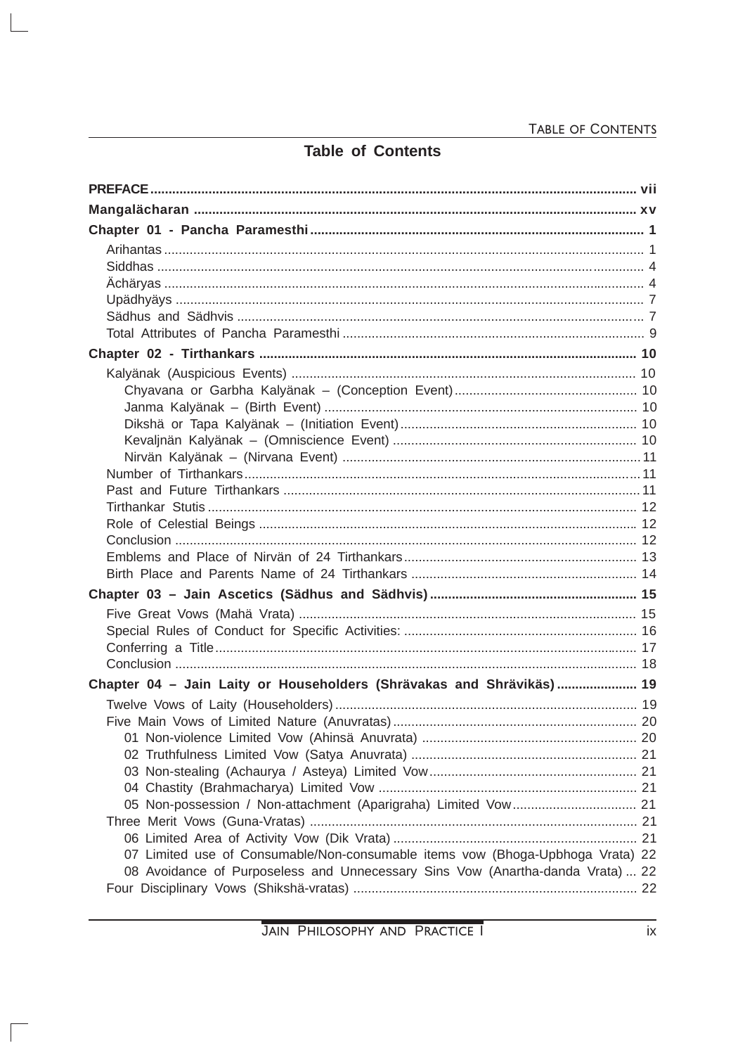# Table of Contents

**PREFACE** .......... vii

**Mangalächaran** .......... xv

**Chapter 01 - Pancha Paramesthi** .......... 1

- Arihantas .......... 1
- Siddhas .......... 4
- Ächäryas .......... 4
- Upädhyäys .......... 7
- Sädhus and Sädhvis .......... 7
- Total Attributes of Pancha Paramesthi .......... 9

**Chapter 02 - Tirthankars** .......... 10

- Kalyänak (Auspicious Events) .......... 10
  - Chyavana or Garbha Kalyänak – (Conception Event) .......... 10
  - Janma Kalyänak – (Birth Event) .......... 10
  - Dikshä or Tapa Kalyänak – (Initiation Event) .......... 10
  - Kevaljnän Kalyänak – (Omniscience Event) .......... 10
  - Nirvän Kalyänak – (Nirvana Event) .......... 11
- Number of Tirthankars .......... 11
- Past and Future Tirthankars .......... 11
- Tirthankar Stutis .......... 12
- Role of Celestial Beings .......... 12
- Conclusion .......... 12
- Emblems and Place of Nirvän of 24 Tirthankars .......... 13
- Birth Place and Parents Name of 24 Tirthankars .......... 14

**Chapter 03 – Jain Ascetics (Sädhus and Sädhvis)** .......... 15

- Five Great Vows (Mahä Vrata) .......... 15
- Special Rules of Conduct for Specific Activities: .......... 16
- Conferring a Title .......... 17
- Conclusion .......... 18

**Chapter 04 – Jain Laity or Householders (Shrävakas and Shrävikäs)** .......... 19

- Twelve Vows of Laity (Householders) .......... 19
- Five Main Vows of Limited Nature (Anuvratas) .......... 20
  - 01 Non-violence Limited Vow (Ahinsä Anuvrata) .......... 20
  - 02 Truthfulness Limited Vow (Satya Anuvrata) .......... 21
  - 03 Non-stealing (Achaurya / Asteya) Limited Vow .......... 21
  - 04 Chastity (Brahmacharya) Limited Vow .......... 21
  - 05 Non-possession / Non-attachment (Aparigraha) Limited Vow .......... 21
- Three Merit Vows (Guna-Vratas) .......... 21
  - 06 Limited Area of Activity Vow (Dik Vrata) .......... 21
  - 07 Limited use of Consumable/Non-consumable items vow (Bhoga-Upbhoga Vrata) 22
  - 08 Avoidance of Purposeless and Unnecessary Sins Vow (Anartha-danda Vrata) ... 22
- Four Disciplinary Vows (Shikshä-vratas) .......... 22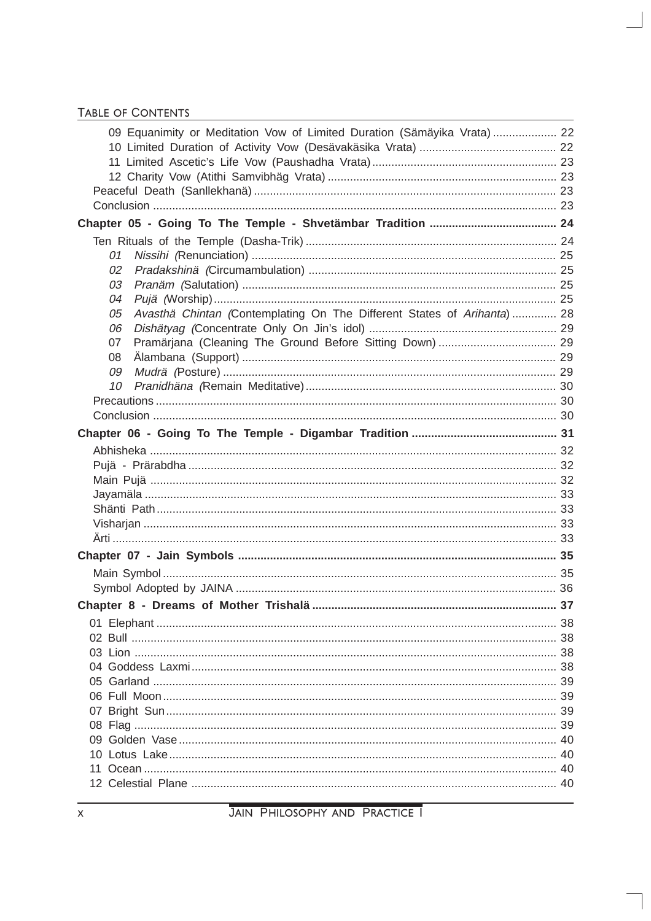Table of Contents

- 09 Equanimity or Meditation Vow of Limited Duration (Sämäyika Vrata) .................... 22
- 10 Limited Duration of Activity Vow (Desävakäsika Vrata) ........................................... 22
- 11 Limited Ascetic's Life Vow (Paushadha Vrata) .......................................................... 23
- 12 Charity Vow (Atithi Samvibhäg Vrata) ........................................................................ 23

Peaceful Death (Sanllekhanä) .............................................................................................. 23

Conclusion .............................................................................................................................. 23

**Chapter 05 - Going To The Temple - Shvetämbar Tradition ....................................... 24**

Ten Rituals of the Temple (Dasha-Trik) .............................................................................. 24

- 01 *Nissihi (*Renunciation) ............................................................................................... 25
- 02 *Pradakshinä (*Circumambulation) ............................................................................. 25
- 03 *Pranäm (*Salutation) ................................................................................................. 25
- 04 *Pujä (*Worship) ........................................................................................................... 25
- 05 *Avasthä Chintan (*Contemplating On The Different States of *Arihanta*) .............. 28
- 06 *Dishätyag (*Concentrate Only On Jin's idol) ........................................................... 29
- 07 Pramärjana (Cleaning The Ground Before Sitting Down) ..................................... 29
- 08 Älambana (Support) .................................................................................................. 29
- 09 *Mudrä (*Posture) ........................................................................................................ 29
- 10 *Pranidhäna (*Remain Meditative) .............................................................................. 30

Precautions ............................................................................................................................. 30

Conclusion .............................................................................................................................. 30

**Chapter 06 - Going To The Temple - Digambar Tradition ............................................. 31**

Abhisheka ............................................................................................................................... 32

Pujä - Prärabdha .................................................................................................................... 32

Main Pujä ............................................................................................................................... 32

Jayamäla ................................................................................................................................ 33

Shänti Path ............................................................................................................................ 33

Visharjan ................................................................................................................................ 33

Ärti .......................................................................................................................................... 33

**Chapter 07 - Jain Symbols .................................................................................................. 35**

Main Symbol ........................................................................................................................... 35

Symbol Adopted by JAINA .................................................................................................... 36

**Chapter 8 - Dreams of Mother Trishalä ............................................................................ 37**

- 01 Elephant ............................................................................................................................ 38
- 02 Bull .................................................................................................................................... 38
- 03 Lion ................................................................................................................................... 38
- 04 Goddess Laxmi ................................................................................................................. 38
- 05 Garland ............................................................................................................................. 39
- 06 Full Moon .......................................................................................................................... 39
- 07 Bright Sun ......................................................................................................................... 39
- 08 Flag ................................................................................................................................... 39
- 09 Golden Vase ..................................................................................................................... 40
- 10 Lotus Lake ......................................................................................................................... 40
- 11 Ocean ................................................................................................................................ 40
- 12 Celestial Plane ................................................................................................................. 40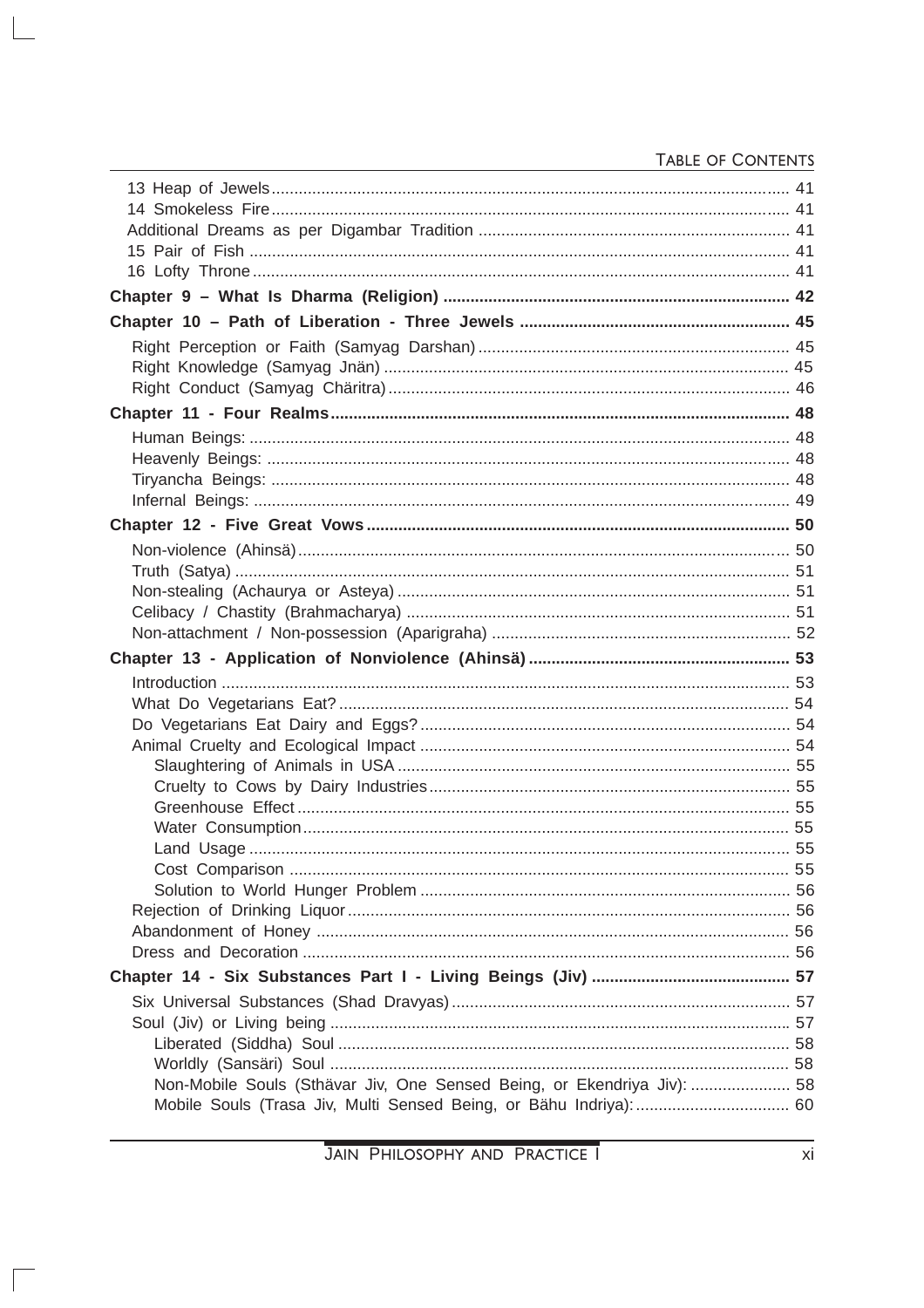13 Heap of Jewels ..... 41
14 Smokeless Fire ..... 41
Additional Dreams as per Digambar Tradition ..... 41
15 Pair of Fish ..... 41
16 Lofty Throne ..... 41

**Chapter 9 – What Is Dharma (Religion) ..... 42**

**Chapter 10 – Path of Liberation - Three Jewels ..... 45**

Right Perception or Faith (Samyag Darshan) ..... 45
Right Knowledge (Samyag Jnän) ..... 45
Right Conduct (Samyag Chäritra) ..... 46

**Chapter 11 - Four Realms ..... 48**

Human Beings: ..... 48
Heavenly Beings: ..... 48
Tiryancha Beings: ..... 48
Infernal Beings: ..... 49

**Chapter 12 - Five Great Vows ..... 50**

Non-violence (Ahinsä) ..... 50
Truth (Satya) ..... 51
Non-stealing (Achaurya or Asteya) ..... 51
Celibacy / Chastity (Brahmacharya) ..... 51
Non-attachment / Non-possession (Aparigraha) ..... 52

**Chapter 13 - Application of Nonviolence (Ahinsä) ..... 53**

Introduction ..... 53
What Do Vegetarians Eat? ..... 54
Do Vegetarians Eat Dairy and Eggs? ..... 54
Animal Cruelty and Ecological Impact ..... 54
- Slaughtering of Animals in USA ..... 55
- Cruelty to Cows by Dairy Industries ..... 55
- Greenhouse Effect ..... 55
- Water Consumption ..... 55
- Land Usage ..... 55
- Cost Comparison ..... 55
- Solution to World Hunger Problem ..... 56

Rejection of Drinking Liquor ..... 56
Abandonment of Honey ..... 56
Dress and Decoration ..... 56

**Chapter 14 - Six Substances Part I - Living Beings (Jiv) ..... 57**

Six Universal Substances (Shad Dravyas) ..... 57
Soul (Jiv) or Living being ..... 57
- Liberated (Siddha) Soul ..... 58
- Worldly (Sansäri) Soul ..... 58
- Non-Mobile Souls (Sthävar Jiv, One Sensed Being, or Ekendriya Jiv): ..... 58
- Mobile Souls (Trasa Jiv, Multi Sensed Being, or Bähu Indriya): ..... 60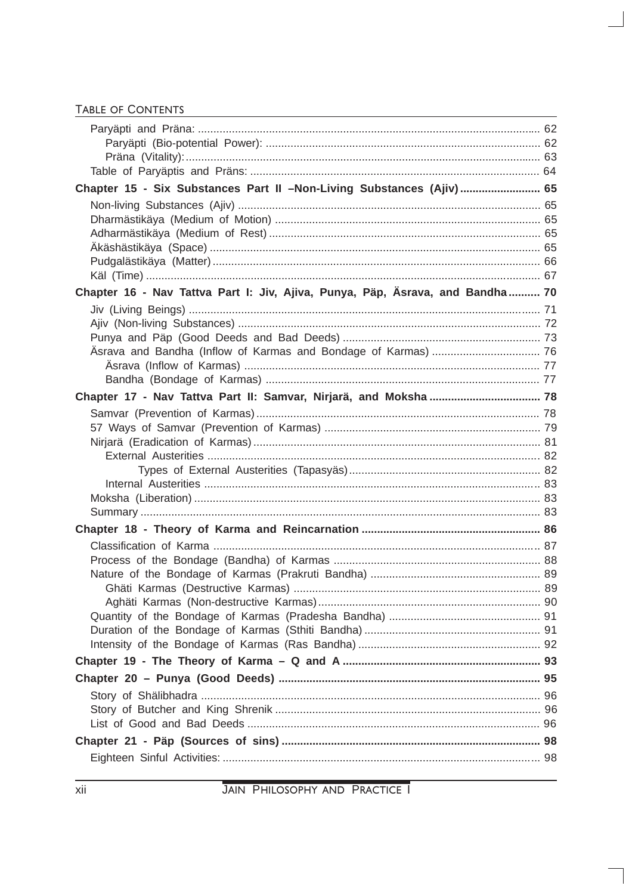Paryäpti and Präna: ............................................................................................................... 62

Paryäpti (Bio-potential Power): ......................................................................................... 62

Präna (Vitality): .................................................................................................................. 63

Table of Paryäptis and Präns: ............................................................................................. 64

**Chapter 15 - Six Substances Part II –Non-Living Substances (Ajiv) ......................... 65**

Non-living Substances (Ajiv) ................................................................................................. 65

Dharmästikäya (Medium of Motion) ..................................................................................... 65

Adharmästikäya (Medium of Rest) ....................................................................................... 65

Äkäshästikäya (Space) .......................................................................................................... 65

Pudgalästikäya (Matter) ......................................................................................................... 66

Käl (Time) .............................................................................................................................. 67

**Chapter 16 - Nav Tattva Part I: Jiv, Ajiva, Punya, Päp, Äsrava, and Bandha .......... 70**

Jiv (Living Beings) ................................................................................................................. 71

Ajiv (Non-living Substances) ................................................................................................. 72

Punya and Päp (Good Deeds and Bad Deeds) ..................................................................... 73

Äsrava and Bandha (Inflow of Karmas and Bondage of Karmas) ........................................ 76

Äsrava (Inflow of Karmas) .................................................................................................. 77

Bandha (Bondage of Karmas) ............................................................................................ 77

**Chapter 17 - Nav Tattva Part II: Samvar, Nirjarä, and Moksha .................................. 78**

Samvar (Prevention of Karmas) ............................................................................................ 78

57 Ways of Samvar (Prevention of Karmas) .......................................................................... 79

Nirjarä (Eradication of Karmas) ............................................................................................ 81

External Austerities ............................................................................................................ 82

Types of External Austerities (Tapasyäs) ......................................................................... 82

Internal Austerities ............................................................................................................. 83

Moksha (Liberation) ............................................................................................................... 83

Summary ................................................................................................................................ 83

**Chapter 18 - Theory of Karma and Reincarnation ......................................................... 86**

Classification of Karma ......................................................................................................... 87

Process of the Bondage (Bandha) of Karmas ....................................................................... 88

Nature of the Bondage of Karmas (Prakruti Bandha) ........................................................... 89

Ghäti Karmas (Destructive Karmas) .................................................................................. 89

Aghäti Karmas (Non-destructive Karmas) .......................................................................... 90

Quantity of the Bondage of Karmas (Pradesha Bandha) ..................................................... 91

Duration of the Bondage of Karmas (Sthiti Bandha) ............................................................ 91

Intensity of the Bondage of Karmas (Ras Bandha) ............................................................... 92

**Chapter 19 - The Theory of Karma – Q and A ................................................................ 93**

**Chapter 20 – Punya (Good Deeds) ................................................................................... 95**

Story of Shälibhadra .............................................................................................................. 96

Story of Butcher and King Shrenik ........................................................................................ 96

List of Good and Bad Deeds ................................................................................................. 96

**Chapter 21 - Päp (Sources of sins) .................................................................................. 98**

Eighteen Sinful Activities: ...................................................................................................... 98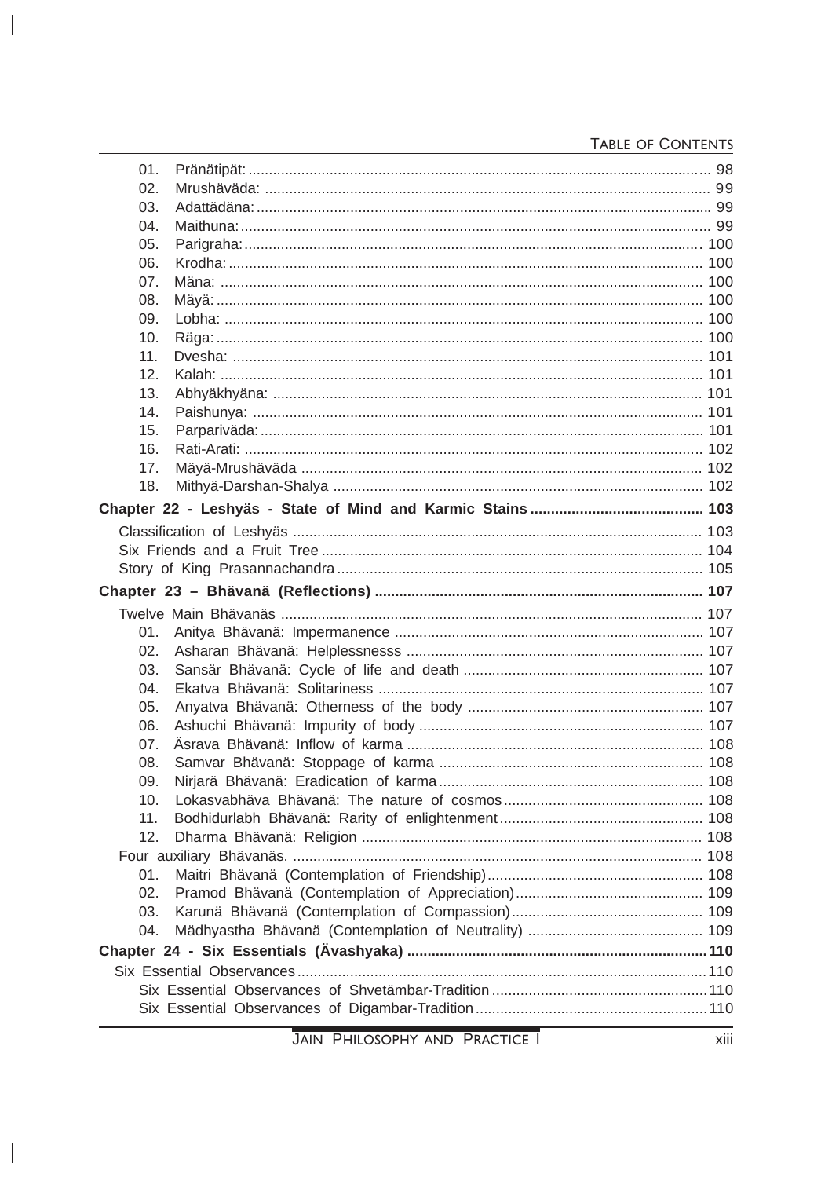01. Pränätipät: ... 98
02. Mrushäväda: ... 99
03. Adattädäna: ... 99
04. Maithuna: ... 99
05. Parigraha: ... 100
06. Krodha: ... 100
07. Mäna: ... 100
08. Mäyä: ... 100
09. Lobha: ... 100
10. Räga: ... 100
11. Dvesha: ... 101
12. Kalah: ... 101
13. Abhyäkhyäna: ... 101
14. Paishunya: ... 101
15. Parpariväda: ... 101
16. Rati-Arati: ... 102
17. Mäyä-Mrushäväda ... 102
18. Mithyä-Darshan-Shalya ... 102

**Chapter 22 - Leshyäs - State of Mind and Karmic Stains ... 103**

Classification of Leshyäs ... 103
Six Friends and a Fruit Tree ... 104
Story of King Prasannachandra ... 105

**Chapter 23 – Bhävanä (Reflections) ... 107**

Twelve Main Bhävanäs ... 107
01. Anitya Bhävanä: Impermanence ... 107
02. Asharan Bhävanä: Helplessnesss ... 107
03. Sansär Bhävanä: Cycle of life and death ... 107
04. Ekatva Bhävanä: Solitariness ... 107
05. Anyatva Bhävanä: Otherness of the body ... 107
06. Ashuchi Bhävanä: Impurity of body ... 107
07. Äsrava Bhävanä: Inflow of karma ... 108
08. Samvar Bhävanä: Stoppage of karma ... 108
09. Nirjarä Bhävanä: Eradication of karma ... 108
10. Lokasvabhäva Bhävanä: The nature of cosmos ... 108
11. Bodhidurlabh Bhävanä: Rarity of enlightenment ... 108
12. Dharma Bhävanä: Religion ... 108
Four auxiliary Bhävanäs. ... 108
01. Maitri Bhävanä (Contemplation of Friendship) ... 108
02. Pramod Bhävanä (Contemplation of Appreciation) ... 109
03. Karunä Bhävanä (Contemplation of Compassion) ... 109
04. Mädhyastha Bhävanä (Contemplation of Neutrality) ... 109

**Chapter 24 - Six Essentials (Ävashyaka) ... 110**

Six Essential Observances ... 110
Six Essential Observances of Shvetämbar-Tradition ... 110
Six Essential Observances of Digambar-Tradition ... 110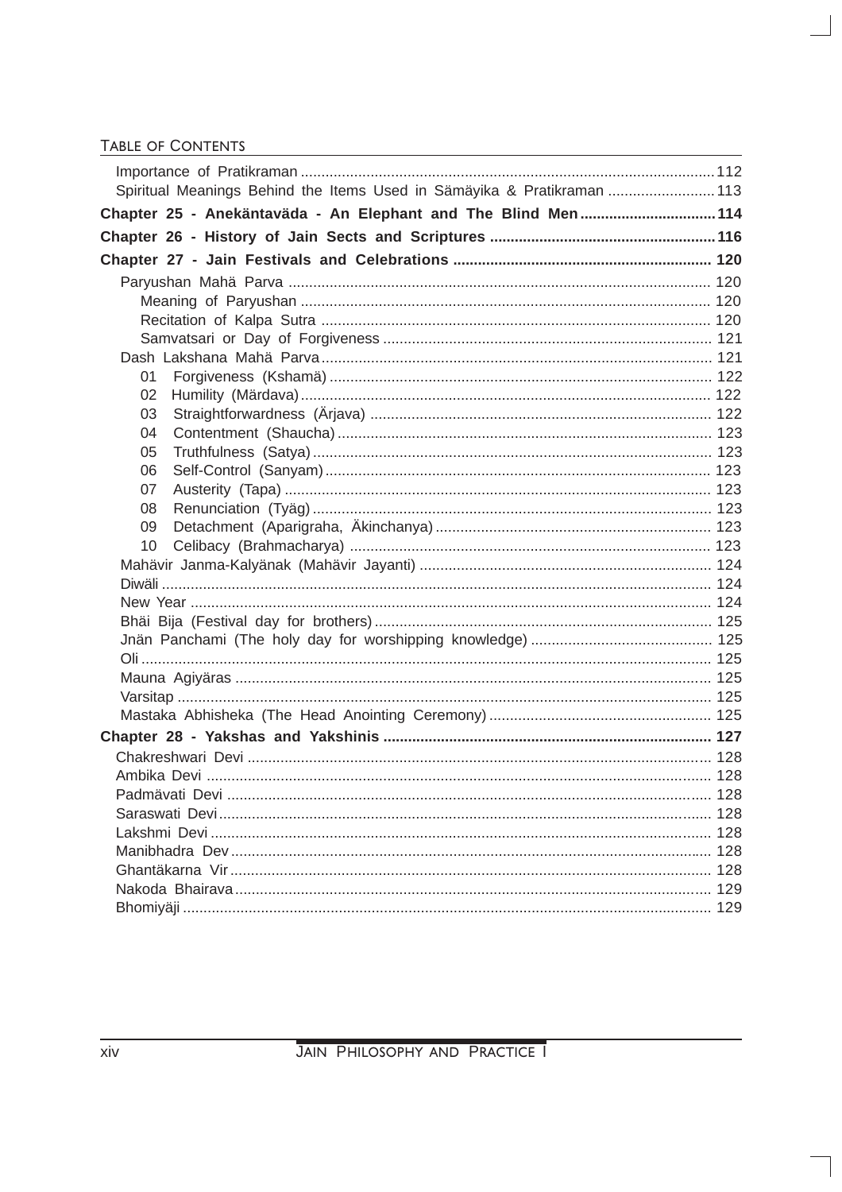Importance of Pratikraman .... 112
Spiritual Meanings Behind the Items Used in Sämäyika & Pratikraman .... 113

**Chapter 25 - Anekäntaväda - An Elephant and The Blind Men .... 114**

**Chapter 26 - History of Jain Sects and Scriptures .... 116**

**Chapter 27 - Jain Festivals and Celebrations .... 120**

- Paryushan Mahä Parva .... 120
  - Meaning of Paryushan .... 120
  - Recitation of Kalpa Sutra .... 120
  - Samvatsari or Day of Forgiveness .... 121
- Dash Lakshana Mahä Parva .... 121
  - 01 Forgiveness (Kshamä) .... 122
  - 02 Humility (Märdava) .... 122
  - 03 Straightforwardness (Ärjava) .... 122
  - 04 Contentment (Shaucha) .... 123
  - 05 Truthfulness (Satya) .... 123
  - 06 Self-Control (Sanyam) .... 123
  - 07 Austerity (Tapa) .... 123
  - 08 Renunciation (Tyäg) .... 123
  - 09 Detachment (Aparigraha, Äkinchanya) .... 123
  - 10 Celibacy (Brahmacharya) .... 123
- Mahävir Janma-Kalyänak (Mahävir Jayanti) .... 124
- Diwäli .... 124
- New Year .... 124
- Bhäi Bija (Festival day for brothers) .... 125
- Jnän Panchami (The holy day for worshipping knowledge) .... 125
- Oli .... 125
- Mauna Agiyäras .... 125
- Varsitap .... 125
- Mastaka Abhisheka (The Head Anointing Ceremony) .... 125

**Chapter 28 - Yakshas and Yakshinis .... 127**

- Chakreshwari Devi .... 128
- Ambika Devi .... 128
- Padmävati Devi .... 128
- Saraswati Devi .... 128
- Lakshmi Devi .... 128
- Manibhadra Dev .... 128
- Ghantäkarna Vir .... 128
- Nakoda Bhairava .... 129
- Bhomiyäji .... 129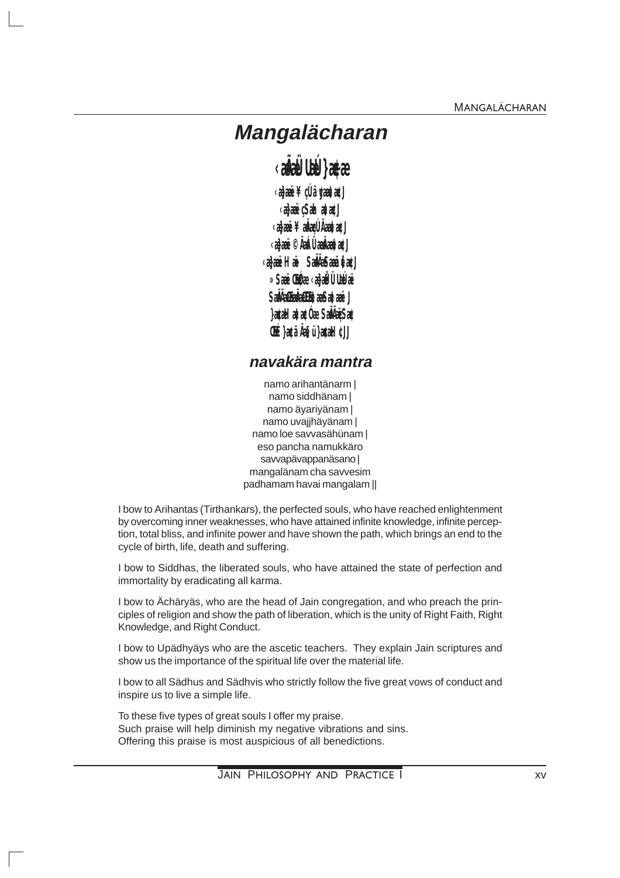## Mangalächaran

# Mangalächaran

**‹æ±ÜUæÚ }æ¢~æ**

‹æ¤ææé ¥çÚã¢Ìææ‡æ¢ J
‹æ¤ææé çâhæ‡æ¢ J
‹æ¤ææé ¥æØçÚÄææ‡æ¢ J
‹æ¤ææé ©ÃÁÛææÄææ‡æ¢ J
‹æ¤ææé Hææ‡æ âÃÃâæã¢‡æ¢ J
»âææ Â¢ÓæÚ‹æ¤ææéÜUæÚæ
âÃÃÂæâÂ‡æ‡ææâ‡ææ J
}æ¢xæHææ‡æ¢ Ó âÃÃðçâ¢
Âɤæ¤æ ãÃÈ }æ¢xæH¢ JJ

## navakära mantra

namo arihantänarm |
namo siddhänam |
namo äyariyänam |
namo uvajjhäyänam |
namo loe savvasähünam |
eso pancha namukkäro
savvapävappanäsano |
mangalänam cha savvesim
padhamam havai mangalam ||

I bow to Arihantas (Tirthankars), the perfected souls, who have reached enlightenment by overcoming inner weaknesses, who have attained infinite knowledge, infinite perception, total bliss, and infinite power and have shown the path, which brings an end to the cycle of birth, life, death and suffering.

I bow to Siddhas, the liberated souls, who have attained the state of perfection and immortality by eradicating all karma.

I bow to Ächäryäs, who are the head of Jain congregation, and who preach the principles of religion and show the path of liberation, which is the unity of Right Faith, Right Knowledge, and Right Conduct.

I bow to Upädhyäys who are the ascetic teachers. They explain Jain scriptures and show us the importance of the spiritual life over the material life.

I bow to all Sädhus and Sädhvis who strictly follow the five great vows of conduct and inspire us to live a simple life.

To these five types of great souls I offer my praise.
Such praise will help diminish my negative vibrations and sins.
Offering this praise is most auspicious of all benedictions.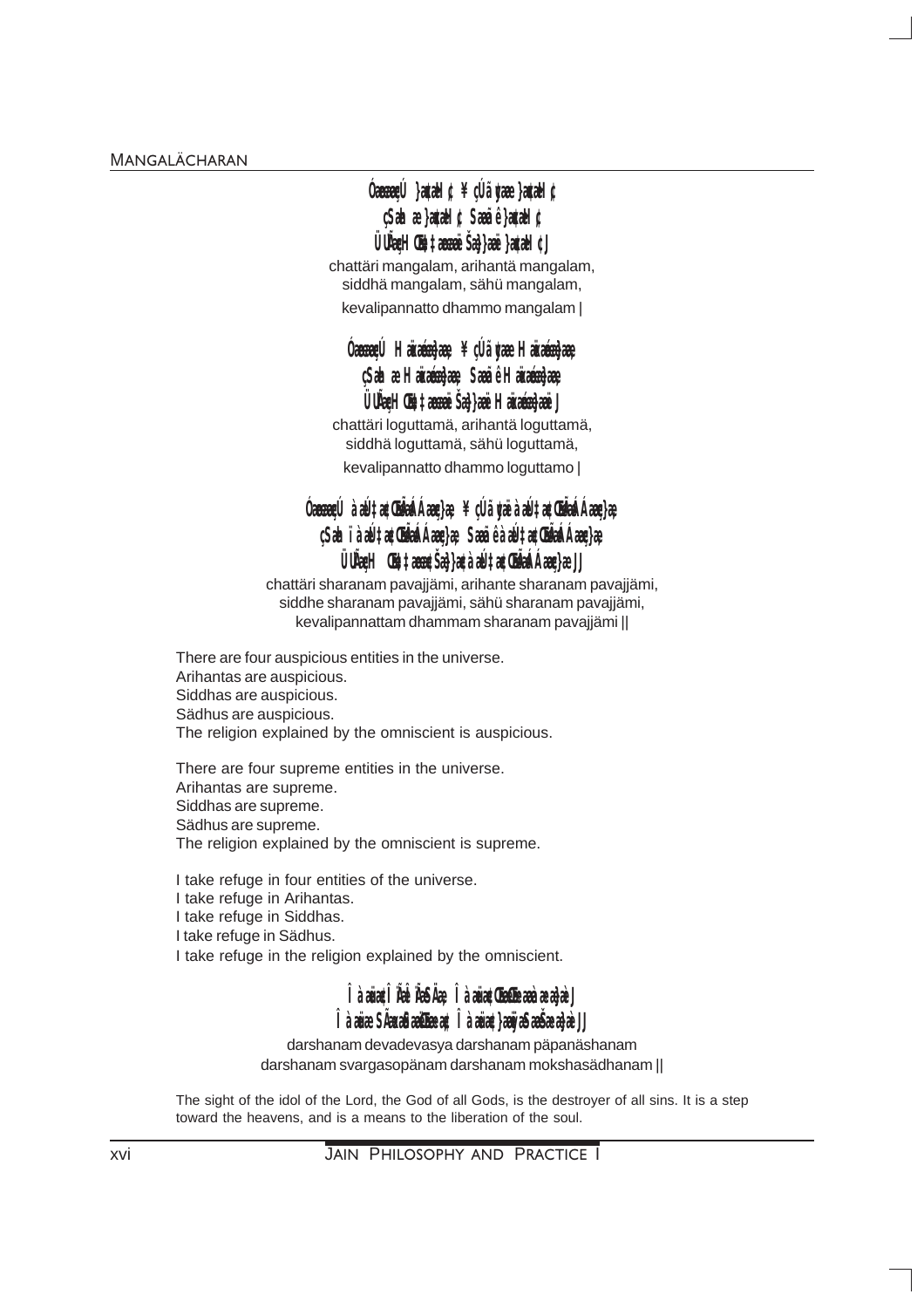# Mangalächaran

Óøææøè }¢»æÜ¢, ¥çÚã¢Ìæ }¢»æÜ¢,
çâhæ }¢»æÜ¢, âæãê }¢»æÜ¢,
ÜðUßçÜUÂóæöæô Šæ}}æô }¢»æÜ¢ JJ

chattäri mangalam, arihantä mangalam,
siddhä mangalam, sähü mangalam,
kevalipannatto dhammo mangalam |

Óøææøè Üæð»æéöæ}ææ, ¥çÚã¢Ìæ Üæð»æéöæ}ææ,
çâhæ Üæð»æéöæ}ææ, âæãê Üæð»æéöæ}ææ,
ÜðUßçÜUÂóæöæô Šæ}}æô Üæð»æéöæ}ææð J

chattäri loguttamä, arihantä loguttamä,
siddhä loguttamä, sähü loguttamä,
kevalipannatto dhammo loguttamo |

Óøææøè àæÚ¢‡æ¢ ÂÃÁÁææç}æ, ¥çÚã¢Ìð àæÚ¢‡æ¢ ÂÃÁÁææç}æ,
çâhð àæÚ¢‡æ¢ ÂÃÁÁææç}æ, âæãê àæÚ¢‡æ¢ ÂÃÁÁææç}æ,
ÜðUßçÜUÂóæöæ¢ Šæ}}æ¢ àæÚ¢‡æ¢ ÂÃÁÁææç}æ JJ

chattäri sharanam pavajjämi, arihante sharanam pavajjämi,
siddhe sharanam pavajjämi, sähü sharanam pavajjämi,
kevalipannattam dhammam sharanam pavajjämi ||

There are four auspicious entities in the universe.
Arihantas are auspicious.
Siddhas are auspicious.
Sädhus are auspicious.
The religion explained by the omniscient is auspicious.

There are four supreme entities in the universe.
Arihantas are supreme.
Siddhas are supreme.
Sädhus are supreme.
The religion explained by the omniscient is supreme.

I take refuge in four entities of the universe.
I take refuge in Arihantas.
I take refuge in Siddhas.
I take refuge in Sädhus.
I take refuge in the religion explained by the omniscient.

Îàæü¢ ÎðßÎðßSØ, Îàæü¢ ÂæÂÙæàæÙ}æ J
Îàæü¢ SßÚ»æâæðÂæÙ¢, Îàæü¢ }ææð ÿæâæŠæÙ}æ JJ

darshanam devadevasya darshanam päpanäshanam
darshanam svargasopänam darshanam mokshasädhanam ||

The sight of the idol of the Lord, the God of all Gods, is the destroyer of all sins. It is a step toward the heavens, and is a means to the liberation of the soul.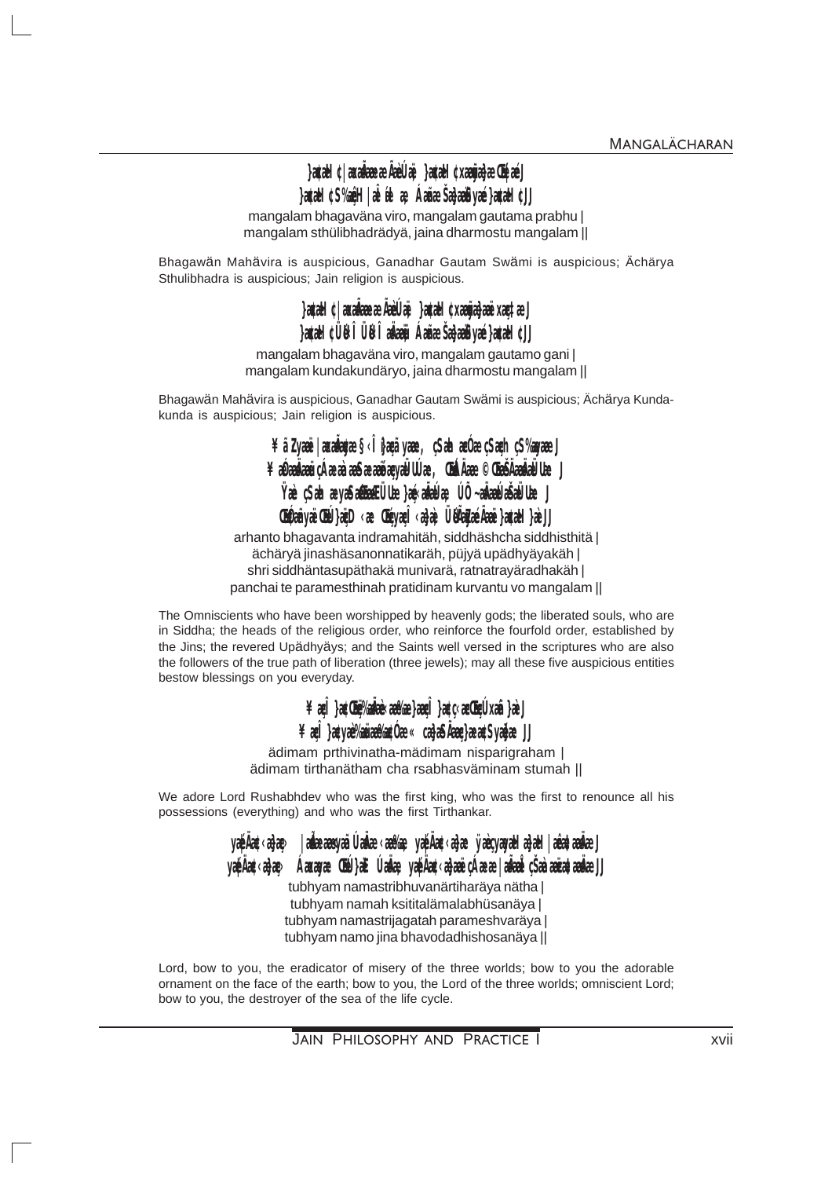# MANGALÄCHARAN

mangalam bhagaväna viro, mangalam gautama prabhu |
mangalam sthülibhadrädyä, jaina dharmostu mangalam ||

Bhagawän Mahävira is auspicious, Ganadhar Gautam Swämi is auspicious; Ächärya Sthulibhadra is auspicious; Jain religion is auspicious.

mangalam bhagaväna viro, mangalam gautamo gani |
mangalam kundakundäryo, jaina dharmostu mangalam ||

Bhagawän Mahävira is auspicious, Ganadhar Gautam Swämi is auspicious; Ächärya Kunda-kunda is auspicious; Jain religion is auspicious.

arhanto bhagavanta indramahitäh, siddhäshcha siddhisthitä |
ächäryä jinashäsanonnatikaräh, püjyä upädhyäyakäh |
shri siddhäntasupäthakä munivarä, ratnatrayäradhakäh |
panchai te paramesthinah pratidinam kurvantu vo mangalam ||

The Omniscients who have been worshipped by heavenly gods; the liberated souls, who are in Siddha; the heads of the religious order, who reinforce the fourfold order, established by the Jins; the revered Upädhyäys; and the Saints well versed in the scriptures who are also the followers of the true path of liberation (three jewels); may all these five auspicious entities bestow blessings on you everyday.

ädimam prthivinatha-mädimam nisparigraham |
ädimam tirthanätham cha rsabhasväminam stumah ||

We adore Lord Rushabhdev who was the first king, who was the first to renounce all his possessions (everything) and who was the first Tirthankar.

tubhyam namastribhuvanärtiharäya nätha |
tubhyam namah ksititalämalabhüsanäya |
tubhyam namastrijagatah parameshvaräya |
tubhyam namo jina bhavodadhishosanäya ||

Lord, bow to you, the eradicator of misery of the three worlds; bow to you the adorable ornament on the face of the earth; bow to you, the Lord of the three worlds; omniscient Lord; bow to you, the destroyer of the sea of the life cycle.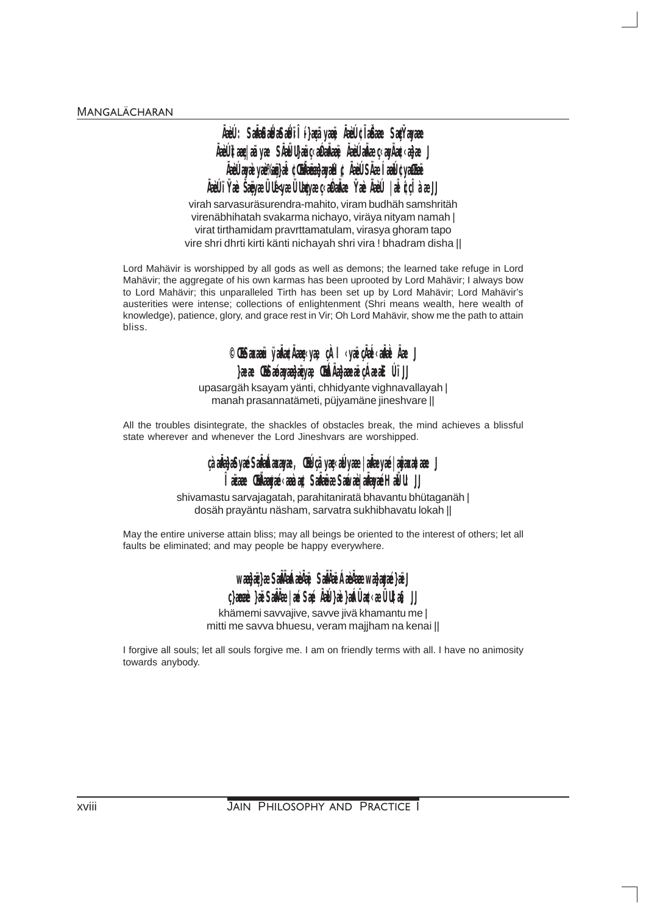# MANGALÄCHARAN

virah sarvasuräsurendra-mahito, viram budhäh samshritäh
virenäbhihatah svakarma nichayo, viräya nityam namah |
virat tirthamidam pravrttamatulam, virasya ghoram tapo
vire shri dhrti kirti känti nichayah shri vira ! bhadram disha ||

Lord Mahävir is worshipped by all gods as well as demons; the learned take refuge in Lord Mahävir; the aggregate of his own karmas has been uprooted by Lord Mahävir; I always bow to Lord Mahävir; this unparalleled Tirth has been set up by Lord Mahävir; Lord Mahävir's austerities were intense; collections of enlightenment (Shri means wealth, here wealth of knowledge), patience, glory, and grace rest in Vir; Oh Lord Mahävir, show me the path to attain bliss.

upasargäh ksayam yänti, chhidyante vighnavallayah |
manah prasannatämeti, püjyamäne jineshvare ||

All the troubles disintegrate, the shackles of obstacles break, the mind achieves a blissful state wherever and whenever the Lord Jineshvars are worshipped.

shivamastu sarvajagatah, parahitaniratä bhavantu bhütaganäh |
dosäh prayäntu näsham, sarvatra sukhibhavatu lokah ||

May the entire universe attain bliss; may all beings be oriented to the interest of others; let all faults be eliminated; and may people be happy everywhere.

khämemi savvajive, savve jivä khamantu me |
mitti me savva bhuesu, veram majjham na kenai ||

I forgive all souls; let all souls forgive me. I am on friendly terms with all. I have no animosity towards anybody.